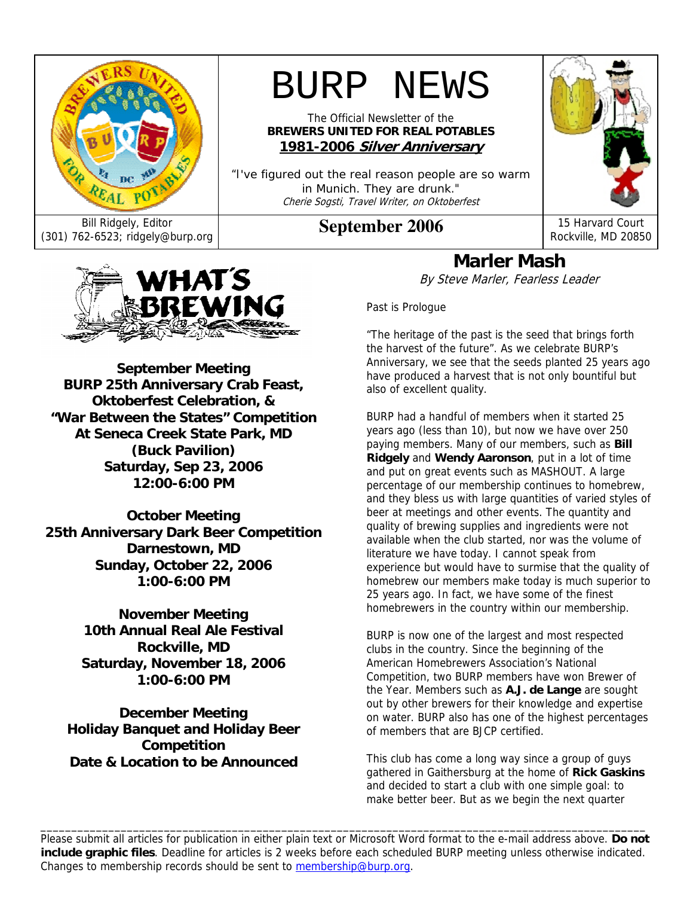# BURP NEWS

The Official Newsletter of the
**BREWERS UNITED FOR REAL POTABLES**
**1981-2006 *Silver Anniversary***

"I've figured out the real reason people are so warm in Munich. They are drunk."
*Cherie Sogsti, Travel Writer, on Oktoberfest*

Bill Ridgely, Editor
(301) 762-6523; ridgely@burp.org

**September 2006**

15 Harvard Court
Rockville, MD 20850

## WHAT'S BREWING

**September Meeting**
**BURP 25th Anniversary Crab Feast, Oktoberfest Celebration, & "War Between the States" Competition**
**At Seneca Creek State Park, MD**
**(Buck Pavilion)**
**Saturday, Sep 23, 2006**
**12:00-6:00 PM**

**October Meeting**
**25th Anniversary Dark Beer Competition**
**Darnestown, MD**
**Sunday, October 22, 2006**
**1:00-6:00 PM**

**November Meeting**
**10th Annual Real Ale Festival**
**Rockville, MD**
**Saturday, November 18, 2006**
**1:00-6:00 PM**

**December Meeting**
**Holiday Banquet and Holiday Beer Competition**
**Date & Location to be Announced**

## Marler Mash

*By Steve Marler, Fearless Leader*

Past is Prologue

"The heritage of the past is the seed that brings forth the harvest of the future". As we celebrate BURP's Anniversary, we see that the seeds planted 25 years ago have produced a harvest that is not only bountiful but also of excellent quality.

BURP had a handful of members when it started 25 years ago (less than 10), but now we have over 250 paying members. Many of our members, such as **Bill Ridgely** and **Wendy Aaronson**, put in a lot of time and put on great events such as MASHOUT. A large percentage of our membership continues to homebrew, and they bless us with large quantities of varied styles of beer at meetings and other events. The quantity and quality of brewing supplies and ingredients were not available when the club started, nor was the volume of literature we have today. I cannot speak from experience but would have to surmise that the quality of homebrew our members make today is much superior to 25 years ago. In fact, we have some of the finest homebrewers in the country within our membership.

BURP is now one of the largest and most respected clubs in the country. Since the beginning of the American Homebrewers Association's National Competition, two BURP members have won Brewer of the Year. Members such as **A.J. de Lange** are sought out by other brewers for their knowledge and expertise on water. BURP also has one of the highest percentages of members that are BJCP certified.

This club has come a long way since a group of guys gathered in Gaithersburg at the home of **Rick Gaskins** and decided to start a club with one simple goal: to make better beer. But as we begin the next quarter

---

Please submit all articles for publication in either plain text or Microsoft Word format to the e-mail address above. **Do not include graphic files**. Deadline for articles is 2 weeks before each scheduled BURP meeting unless otherwise indicated. Changes to membership records should be sent to membership@burp.org.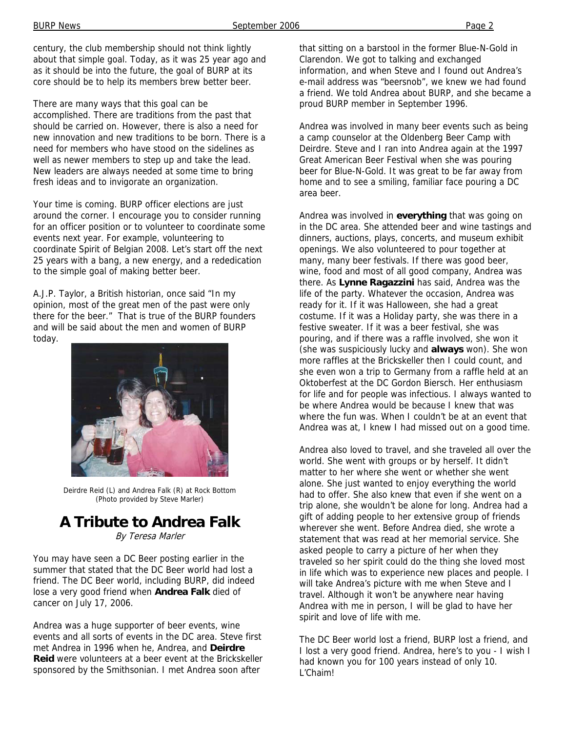century, the club membership should not think lightly about that simple goal. Today, as it was 25 year ago and as it should be into the future, the goal of BURP at its core should be to help its members brew better beer.

There are many ways that this goal can be accomplished. There are traditions from the past that should be carried on. However, there is also a need for new innovation and new traditions to be born. There is a need for members who have stood on the sidelines as well as newer members to step up and take the lead. New leaders are always needed at some time to bring fresh ideas and to invigorate an organization.

Your time is coming. BURP officer elections are just around the corner. I encourage you to consider running for an officer position or to volunteer to coordinate some events next year. For example, volunteering to coordinate Spirit of Belgian 2008. Let's start off the next 25 years with a bang, a new energy, and a rededication to the simple goal of making better beer.

A.J.P. Taylor, a British historian, once said "In my opinion, most of the great men of the past were only there for the beer." That is true of the BURP founders and will be said about the men and women of BURP today.

Deirdre Reid (L) and Andrea Falk (R) at Rock Bottom (Photo provided by Steve Marler)

## A Tribute to Andrea Falk

*By Teresa Marler*

You may have seen a DC Beer posting earlier in the summer that stated that the DC Beer world had lost a friend. The DC Beer world, including BURP, did indeed lose a very good friend when **Andrea Falk** died of cancer on July 17, 2006.

Andrea was a huge supporter of beer events, wine events and all sorts of events in the DC area. Steve first met Andrea in 1996 when he, Andrea, and **Deirdre Reid** were volunteers at a beer event at the Brickskeller sponsored by the Smithsonian. I met Andrea soon after that sitting on a barstool in the former Blue-N-Gold in Clarendon. We got to talking and exchanged information, and when Steve and I found out Andrea's e-mail address was "beersnob", we knew we had found a friend. We told Andrea about BURP, and she became a proud BURP member in September 1996.

Andrea was involved in many beer events such as being a camp counselor at the Oldenberg Beer Camp with Deirdre. Steve and I ran into Andrea again at the 1997 Great American Beer Festival when she was pouring beer for Blue-N-Gold. It was great to be far away from home and to see a smiling, familiar face pouring a DC area beer.

Andrea was involved in **everything** that was going on in the DC area. She attended beer and wine tastings and dinners, auctions, plays, concerts, and museum exhibit openings. We also volunteered to pour together at many, many beer festivals. If there was good beer, wine, food and most of all good company, Andrea was there. As **Lynne Ragazzini** has said, Andrea was the life of the party. Whatever the occasion, Andrea was ready for it. If it was Halloween, she had a great costume. If it was a Holiday party, she was there in a festive sweater. If it was a beer festival, she was pouring, and if there was a raffle involved, she won it (she was suspiciously lucky and **always** won). She won more raffles at the Brickskeller then I could count, and she even won a trip to Germany from a raffle held at an Oktoberfest at the DC Gordon Biersch. Her enthusiasm for life and for people was infectious. I always wanted to be where Andrea would be because I knew that was where the fun was. When I couldn't be at an event that Andrea was at, I knew I had missed out on a good time.

Andrea also loved to travel, and she traveled all over the world. She went with groups or by herself. It didn't matter to her where she went or whether she went alone. She just wanted to enjoy everything the world had to offer. She also knew that even if she went on a trip alone, she wouldn't be alone for long. Andrea had a gift of adding people to her extensive group of friends wherever she went. Before Andrea died, she wrote a statement that was read at her memorial service. She asked people to carry a picture of her when they traveled so her spirit could do the thing she loved most in life which was to experience new places and people. I will take Andrea's picture with me when Steve and I travel. Although it won't be anywhere near having Andrea with me in person, I will be glad to have her spirit and love of life with me.

The DC Beer world lost a friend, BURP lost a friend, and I lost a very good friend. Andrea, here's to you - I wish I had known you for 100 years instead of only 10. L'Chaim!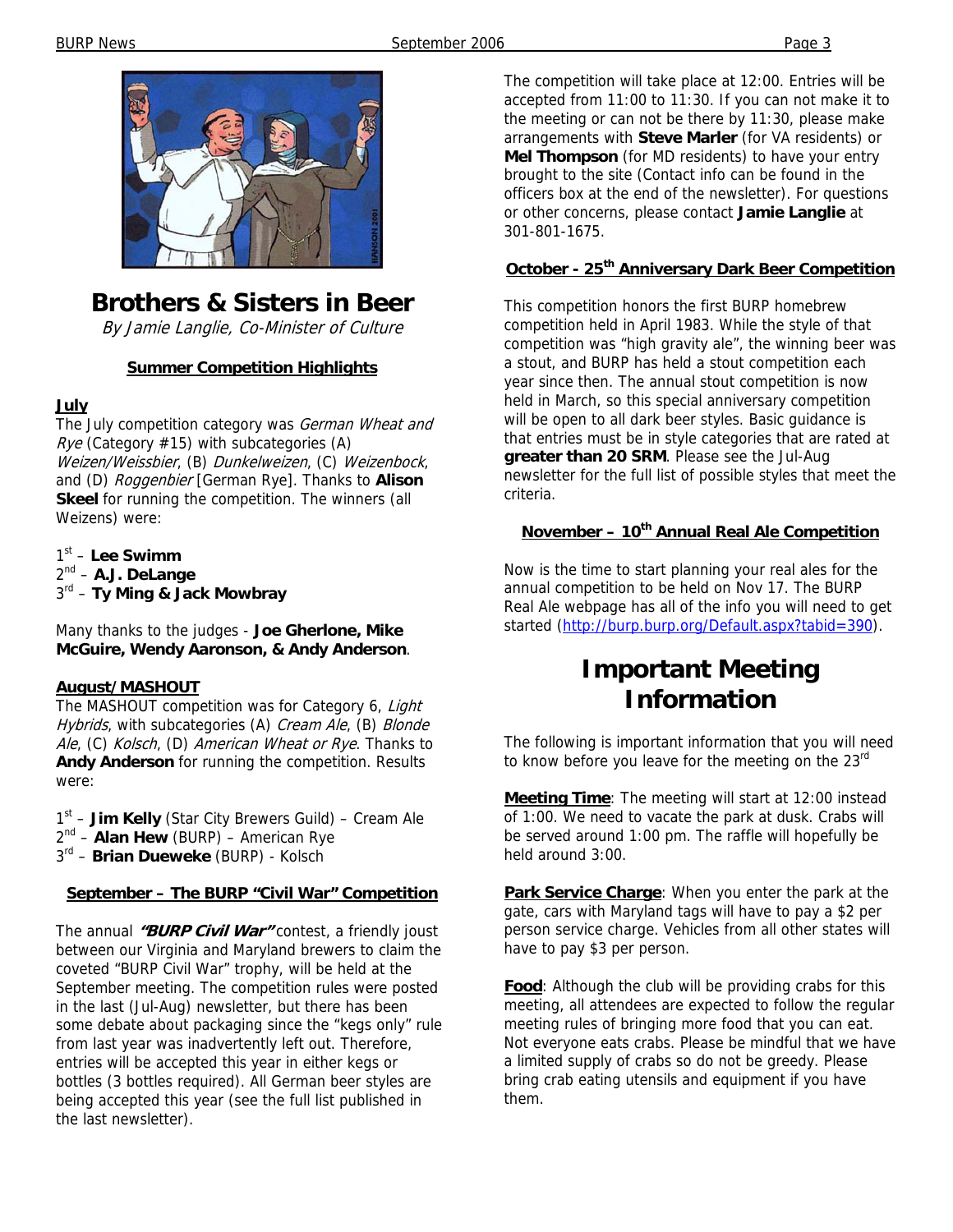# Brothers & Sisters in Beer

*By Jamie Langlie, Co-Minister of Culture*

## Summer Competition Highlights

### July

The July competition category was *German Wheat and Rye* (Category #15) with subcategories (A) *Weizen/Weissbier*, (B) *Dunkelweizen*, (C) *Weizenbock*, and (D) *Roggenbier* [German Rye]. Thanks to **Alison Skeel** for running the competition. The winners (all Weizens) were:

1st – **Lee Swimm**
2nd – **A.J. DeLange**
3rd – **Ty Ming & Jack Mowbray**

Many thanks to the judges - **Joe Gherlone, Mike McGuire, Wendy Aaronson, & Andy Anderson**.

### August/MASHOUT

The MASHOUT competition was for Category 6, *Light Hybrids*, with subcategories (A) *Cream Ale*, (B) *Blonde Ale*, (C) *Kolsch*, (D) *American Wheat or Rye*. Thanks to **Andy Anderson** for running the competition. Results were:

1st – **Jim Kelly** (Star City Brewers Guild) – Cream Ale
2nd – **Alan Hew** (BURP) – American Rye
3rd – **Brian Dueweke** (BURP) - Kolsch

### September – The BURP "Civil War" Competition

The annual ***"BURP Civil War"*** contest, a friendly joust between our Virginia and Maryland brewers to claim the coveted "BURP Civil War" trophy, will be held at the September meeting. The competition rules were posted in the last (Jul-Aug) newsletter, but there has been some debate about packaging since the "kegs only" rule from last year was inadvertently left out. Therefore, entries will be accepted this year in either kegs or bottles (3 bottles required). All German beer styles are being accepted this year (see the full list published in the last newsletter).

The competition will take place at 12:00. Entries will be accepted from 11:00 to 11:30. If you can not make it to the meeting or can not be there by 11:30, please make arrangements with **Steve Marler** (for VA residents) or **Mel Thompson** (for MD residents) to have your entry brought to the site (Contact info can be found in the officers box at the end of the newsletter). For questions or other concerns, please contact **Jamie Langlie** at 301-801-1675.

### October - 25th Anniversary Dark Beer Competition

This competition honors the first BURP homebrew competition held in April 1983. While the style of that competition was "high gravity ale", the winning beer was a stout, and BURP has held a stout competition each year since then. The annual stout competition is now held in March, so this special anniversary competition will be open to all dark beer styles. Basic guidance is that entries must be in style categories that are rated at **greater than 20 SRM**. Please see the Jul-Aug newsletter for the full list of possible styles that meet the criteria.

### November – 10th Annual Real Ale Competition

Now is the time to start planning your real ales for the annual competition to be held on Nov 17. The BURP Real Ale webpage has all of the info you will need to get started (http://burp.burp.org/Default.aspx?tabid=390).

# Important Meeting Information

The following is important information that you will need to know before you leave for the meeting on the 23rd

**Meeting Time**: The meeting will start at 12:00 instead of 1:00. We need to vacate the park at dusk. Crabs will be served around 1:00 pm. The raffle will hopefully be held around 3:00.

**Park Service Charge**: When you enter the park at the gate, cars with Maryland tags will have to pay a $2 per person service charge. Vehicles from all other states will have to pay $3 per person.

**Food**: Although the club will be providing crabs for this meeting, all attendees are expected to follow the regular meeting rules of bringing more food that you can eat. Not everyone eats crabs. Please be mindful that we have a limited supply of crabs so do not be greedy. Please bring crab eating utensils and equipment if you have them.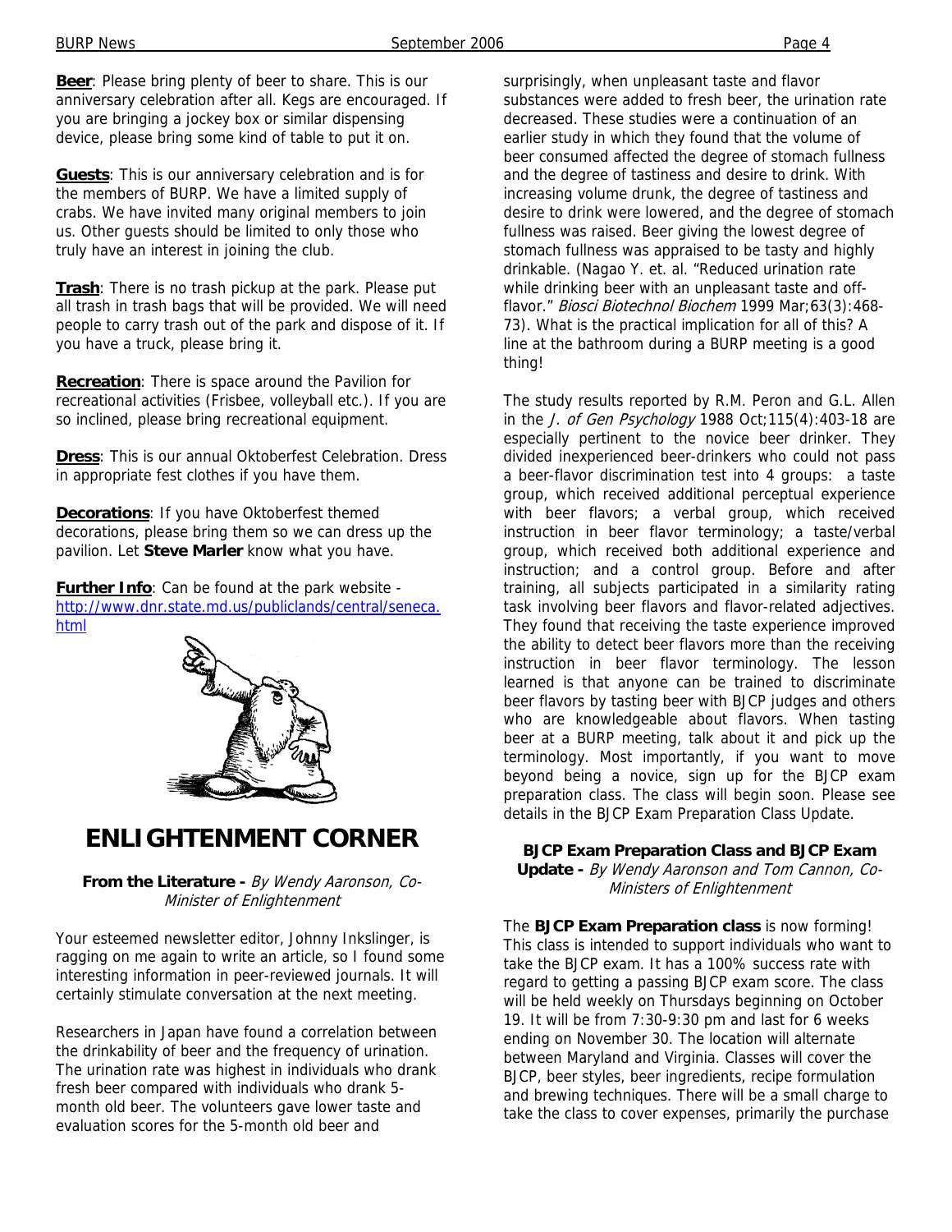**Beer**: Please bring plenty of beer to share. This is our anniversary celebration after all. Kegs are encouraged. If you are bringing a jockey box or similar dispensing device, please bring some kind of table to put it on.

**Guests**: This is our anniversary celebration and is for the members of BURP. We have a limited supply of crabs. We have invited many original members to join us. Other guests should be limited to only those who truly have an interest in joining the club.

**Trash**: There is no trash pickup at the park. Please put all trash in trash bags that will be provided. We will need people to carry trash out of the park and dispose of it. If you have a truck, please bring it.

**Recreation**: There is space around the Pavilion for recreational activities (Frisbee, volleyball etc.). If you are so inclined, please bring recreational equipment.

**Dress**: This is our annual Oktoberfest Celebration. Dress in appropriate fest clothes if you have them.

**Decorations**: If you have Oktoberfest themed decorations, please bring them so we can dress up the pavilion. Let **Steve Marler** know what you have.

**Further Info**: Can be found at the park website - http://www.dnr.state.md.us/publiclands/central/seneca.html

# ENLIGHTENMENT CORNER

**From the Literature -** *By Wendy Aaronson, Co-Minister of Enlightenment*

Your esteemed newsletter editor, Johnny Inkslinger, is ragging on me again to write an article, so I found some interesting information in peer-reviewed journals. It will certainly stimulate conversation at the next meeting.

Researchers in Japan have found a correlation between the drinkability of beer and the frequency of urination. The urination rate was highest in individuals who drank fresh beer compared with individuals who drank 5-month old beer. The volunteers gave lower taste and evaluation scores for the 5-month old beer and surprisingly, when unpleasant taste and flavor substances were added to fresh beer, the urination rate decreased. These studies were a continuation of an earlier study in which they found that the volume of beer consumed affected the degree of stomach fullness and the degree of tastiness and desire to drink. With increasing volume drunk, the degree of tastiness and desire to drink were lowered, and the degree of stomach fullness was raised. Beer giving the lowest degree of stomach fullness was appraised to be tasty and highly drinkable. (Nagao Y. et. al. "Reduced urination rate while drinking beer with an unpleasant taste and off-flavor." *Biosci Biotechnol Biochem* 1999 Mar;63(3):468-73). What is the practical implication for all of this? A line at the bathroom during a BURP meeting is a good thing!

The study results reported by R.M. Peron and G.L. Allen in the *J. of Gen Psychology* 1988 Oct;115(4):403-18 are especially pertinent to the novice beer drinker. They divided inexperienced beer-drinkers who could not pass a beer-flavor discrimination test into 4 groups: a taste group, which received additional perceptual experience with beer flavors; a verbal group, which received instruction in beer flavor terminology; a taste/verbal group, which received both additional experience and instruction; and a control group. Before and after training, all subjects participated in a similarity rating task involving beer flavors and flavor-related adjectives. They found that receiving the taste experience improved the ability to detect beer flavors more than the receiving instruction in beer flavor terminology. The lesson learned is that anyone can be trained to discriminate beer flavors by tasting beer with BJCP judges and others who are knowledgeable about flavors. When tasting beer at a BURP meeting, talk about it and pick up the terminology. Most importantly, if you want to move beyond being a novice, sign up for the BJCP exam preparation class. The class will begin soon. Please see details in the BJCP Exam Preparation Class Update.

**BJCP Exam Preparation Class and BJCP Exam Update -** *By Wendy Aaronson and Tom Cannon, Co-Ministers of Enlightenment*

The **BJCP Exam Preparation class** is now forming! This class is intended to support individuals who want to take the BJCP exam. It has a 100% success rate with regard to getting a passing BJCP exam score. The class will be held weekly on Thursdays beginning on October 19. It will be from 7:30-9:30 pm and last for 6 weeks ending on November 30. The location will alternate between Maryland and Virginia. Classes will cover the BJCP, beer styles, beer ingredients, recipe formulation and brewing techniques. There will be a small charge to take the class to cover expenses, primarily the purchase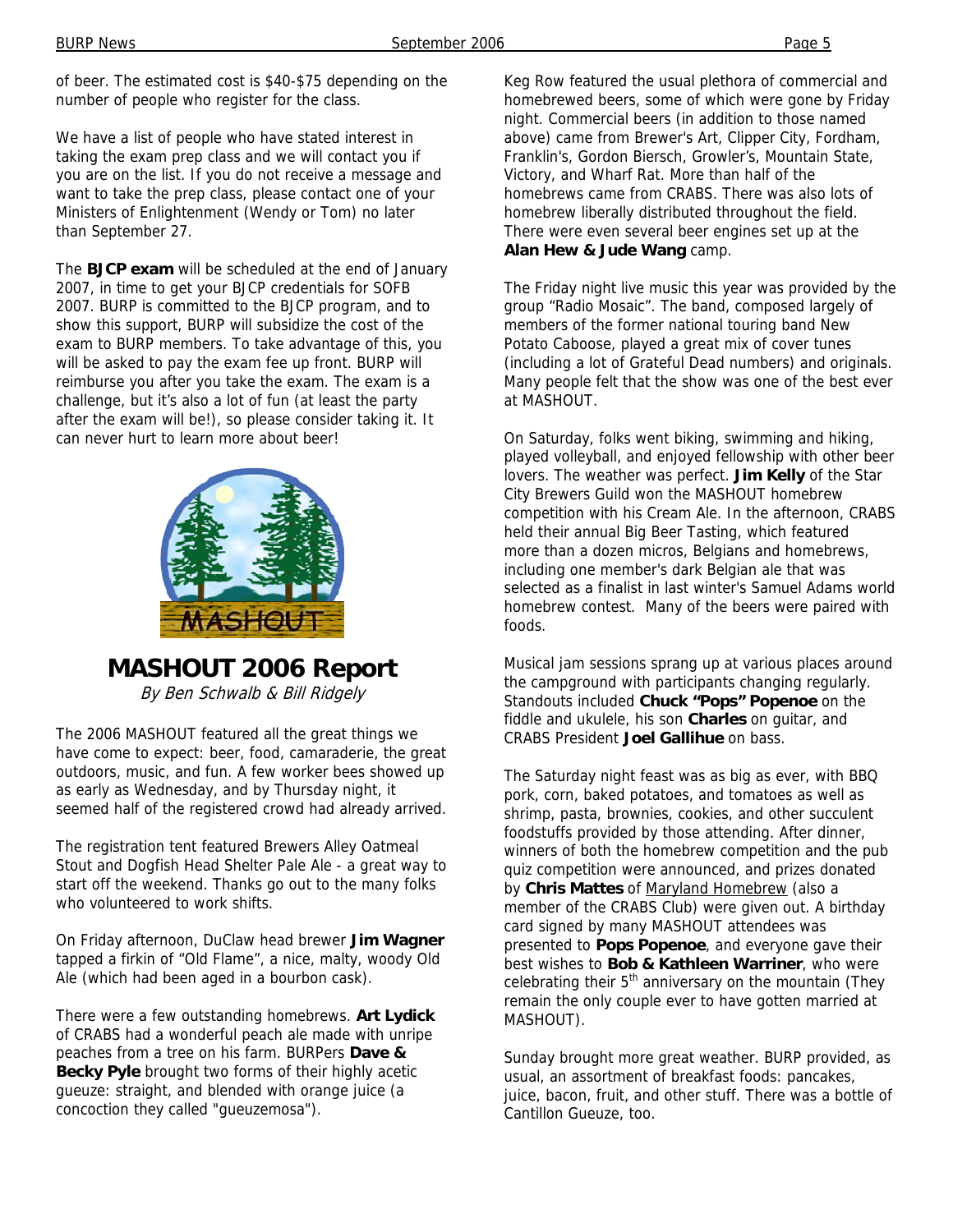of beer. The estimated cost is $40-$75 depending on the number of people who register for the class.

We have a list of people who have stated interest in taking the exam prep class and we will contact you if you are on the list. If you do not receive a message and want to take the prep class, please contact one of your Ministers of Enlightenment (Wendy or Tom) no later than September 27.

The **BJCP exam** will be scheduled at the end of January 2007, in time to get your BJCP credentials for SOFB 2007. BURP is committed to the BJCP program, and to show this support, BURP will subsidize the cost of the exam to BURP members. To take advantage of this, you will be asked to pay the exam fee up front. BURP will reimburse you after you take the exam. The exam is a challenge, but it's also a lot of fun (at least the party after the exam will be!), so please consider taking it. It can never hurt to learn more about beer!

## MASHOUT 2006 Report

*By Ben Schwalb & Bill Ridgely*

The 2006 MASHOUT featured all the great things we have come to expect: beer, food, camaraderie, the great outdoors, music, and fun. A few worker bees showed up as early as Wednesday, and by Thursday night, it seemed half of the registered crowd had already arrived.

The registration tent featured Brewers Alley Oatmeal Stout and Dogfish Head Shelter Pale Ale - a great way to start off the weekend. Thanks go out to the many folks who volunteered to work shifts.

On Friday afternoon, DuClaw head brewer **Jim Wagner** tapped a firkin of "Old Flame", a nice, malty, woody Old Ale (which had been aged in a bourbon cask).

There were a few outstanding homebrews. **Art Lydick** of CRABS had a wonderful peach ale made with unripe peaches from a tree on his farm. BURPers **Dave & Becky Pyle** brought two forms of their highly acetic gueuze: straight, and blended with orange juice (a concoction they called "gueuzemosa").

Keg Row featured the usual plethora of commercial and homebrewed beers, some of which were gone by Friday night. Commercial beers (in addition to those named above) came from Brewer's Art, Clipper City, Fordham, Franklin's, Gordon Biersch, Growler's, Mountain State, Victory, and Wharf Rat. More than half of the homebrews came from CRABS. There was also lots of homebrew liberally distributed throughout the field. There were even several beer engines set up at the **Alan Hew & Jude Wang** camp.

The Friday night live music this year was provided by the group "Radio Mosaic". The band, composed largely of members of the former national touring band New Potato Caboose, played a great mix of cover tunes (including a lot of Grateful Dead numbers) and originals. Many people felt that the show was one of the best ever at MASHOUT.

On Saturday, folks went biking, swimming and hiking, played volleyball, and enjoyed fellowship with other beer lovers. The weather was perfect. **Jim Kelly** of the Star City Brewers Guild won the MASHOUT homebrew competition with his Cream Ale. In the afternoon, CRABS held their annual Big Beer Tasting, which featured more than a dozen micros, Belgians and homebrews, including one member's dark Belgian ale that was selected as a finalist in last winter's Samuel Adams world homebrew contest. Many of the beers were paired with foods.

Musical jam sessions sprang up at various places around the campground with participants changing regularly. Standouts included **Chuck "Pops" Popenoe** on the fiddle and ukulele, his son **Charles** on guitar, and CRABS President **Joel Gallihue** on bass.

The Saturday night feast was as big as ever, with BBQ pork, corn, baked potatoes, and tomatoes as well as shrimp, pasta, brownies, cookies, and other succulent foodstuffs provided by those attending. After dinner, winners of both the homebrew competition and the pub quiz competition were announced, and prizes donated by **Chris Mattes** of Maryland Homebrew (also a member of the CRABS Club) were given out. A birthday card signed by many MASHOUT attendees was presented to **Pops Popenoe**, and everyone gave their best wishes to **Bob & Kathleen Warriner**, who were celebrating their 5th anniversary on the mountain (They remain the only couple ever to have gotten married at MASHOUT).

Sunday brought more great weather. BURP provided, as usual, an assortment of breakfast foods: pancakes, juice, bacon, fruit, and other stuff. There was a bottle of Cantillon Gueuze, too.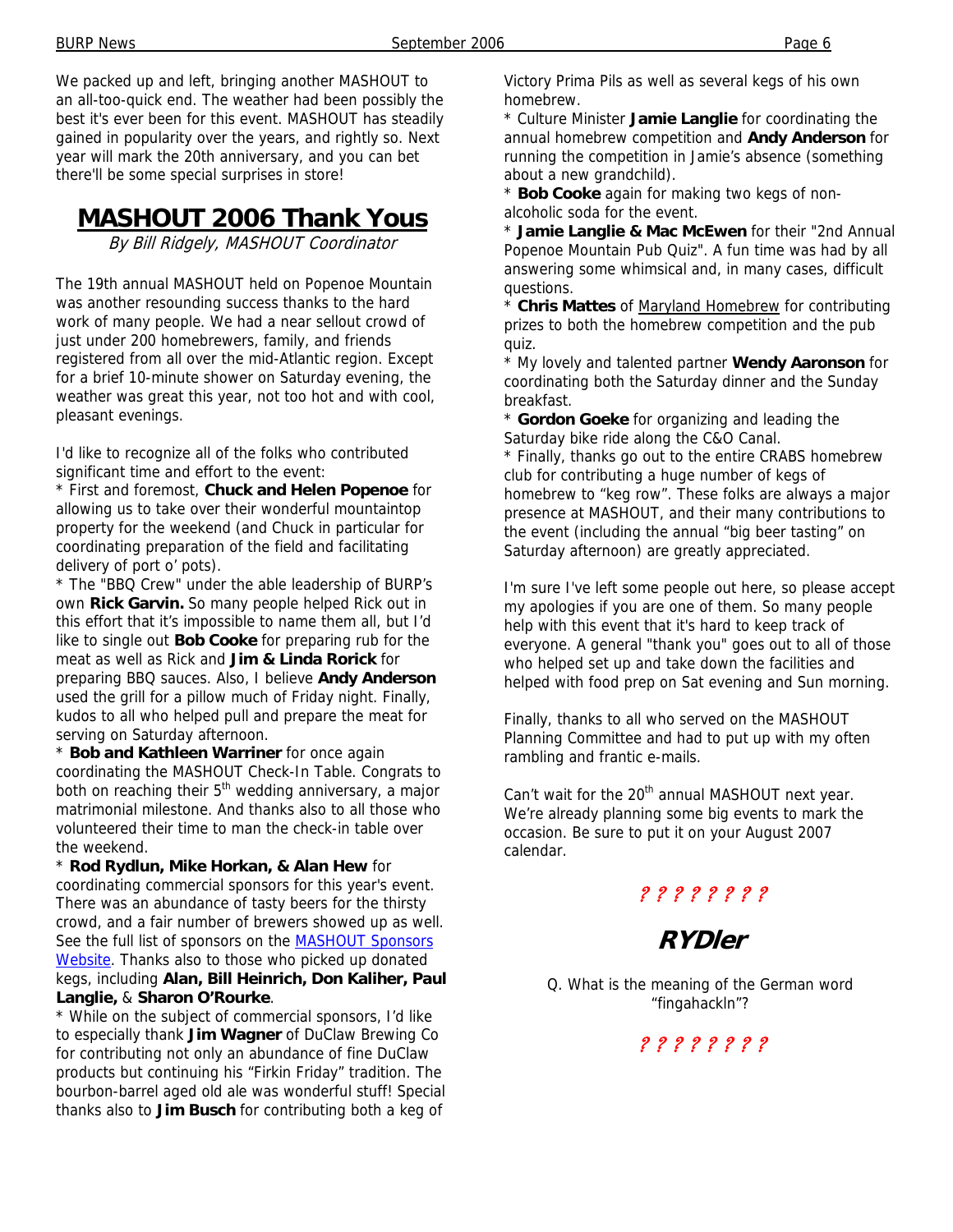We packed up and left, bringing another MASHOUT to an all-too-quick end. The weather had been possibly the best it's ever been for this event. MASHOUT has steadily gained in popularity over the years, and rightly so. Next year will mark the 20th anniversary, and you can bet there'll be some special surprises in store!

# MASHOUT 2006 Thank Yous

*By Bill Ridgely, MASHOUT Coordinator*

The 19th annual MASHOUT held on Popenoe Mountain was another resounding success thanks to the hard work of many people. We had a near sellout crowd of just under 200 homebrewers, family, and friends registered from all over the mid-Atlantic region. Except for a brief 10-minute shower on Saturday evening, the weather was great this year, not too hot and with cool, pleasant evenings.

I'd like to recognize all of the folks who contributed significant time and effort to the event:

* First and foremost, **Chuck and Helen Popenoe** for allowing us to take over their wonderful mountaintop property for the weekend (and Chuck in particular for coordinating preparation of the field and facilitating delivery of port o' pots).
* The "BBQ Crew" under the able leadership of BURP's own **Rick Garvin.** So many people helped Rick out in this effort that it's impossible to name them all, but I'd like to single out **Bob Cooke** for preparing rub for the meat as well as Rick and **Jim & Linda Rorick** for preparing BBQ sauces. Also, I believe **Andy Anderson** used the grill for a pillow much of Friday night. Finally, kudos to all who helped pull and prepare the meat for serving on Saturday afternoon.
* **Bob and Kathleen Warriner** for once again coordinating the MASHOUT Check-In Table. Congrats to both on reaching their 5th wedding anniversary, a major matrimonial milestone. And thanks also to all those who volunteered their time to man the check-in table over the weekend.
* **Rod Rydlun, Mike Horkan, & Alan Hew** for coordinating commercial sponsors for this year's event. There was an abundance of tasty beers for the thirsty crowd, and a fair number of brewers showed up as well. See the full list of sponsors on the MASHOUT Sponsors Website. Thanks also to those who picked up donated kegs, including **Alan, Bill Heinrich, Don Kaliher, Paul Langlie,** & **Sharon O'Rourke**.
* While on the subject of commercial sponsors, I'd like to especially thank **Jim Wagner** of DuClaw Brewing Co for contributing not only an abundance of fine DuClaw products but continuing his "Firkin Friday" tradition. The bourbon-barrel aged old ale was wonderful stuff! Special thanks also to **Jim Busch** for contributing both a keg of Victory Prima Pils as well as several kegs of his own homebrew.
* Culture Minister **Jamie Langlie** for coordinating the annual homebrew competition and **Andy Anderson** for running the competition in Jamie's absence (something about a new grandchild).
* **Bob Cooke** again for making two kegs of non-alcoholic soda for the event.
* **Jamie Langlie & Mac McEwen** for their "2nd Annual Popenoe Mountain Pub Quiz". A fun time was had by all answering some whimsical and, in many cases, difficult questions.
* **Chris Mattes** of Maryland Homebrew for contributing prizes to both the homebrew competition and the pub quiz.
* My lovely and talented partner **Wendy Aaronson** for coordinating both the Saturday dinner and the Sunday breakfast.
* **Gordon Goeke** for organizing and leading the Saturday bike ride along the C&O Canal.
* Finally, thanks go out to the entire CRABS homebrew club for contributing a huge number of kegs of homebrew to "keg row". These folks are always a major presence at MASHOUT, and their many contributions to the event (including the annual "big beer tasting" on Saturday afternoon) are greatly appreciated.

I'm sure I've left some people out here, so please accept my apologies if you are one of them. So many people help with this event that it's hard to keep track of everyone. A general "thank you" goes out to all of those who helped set up and take down the facilities and helped with food prep on Sat evening and Sun morning.

Finally, thanks to all who served on the MASHOUT Planning Committee and had to put up with my often rambling and frantic e-mails.

Can't wait for the 20th annual MASHOUT next year. We're already planning some big events to mark the occasion. Be sure to put it on your August 2007 calendar.

? ? ? ? ? ? ? ?

## RYDler

Q. What is the meaning of the German word "fingahackln"?

? ? ? ? ? ? ? ?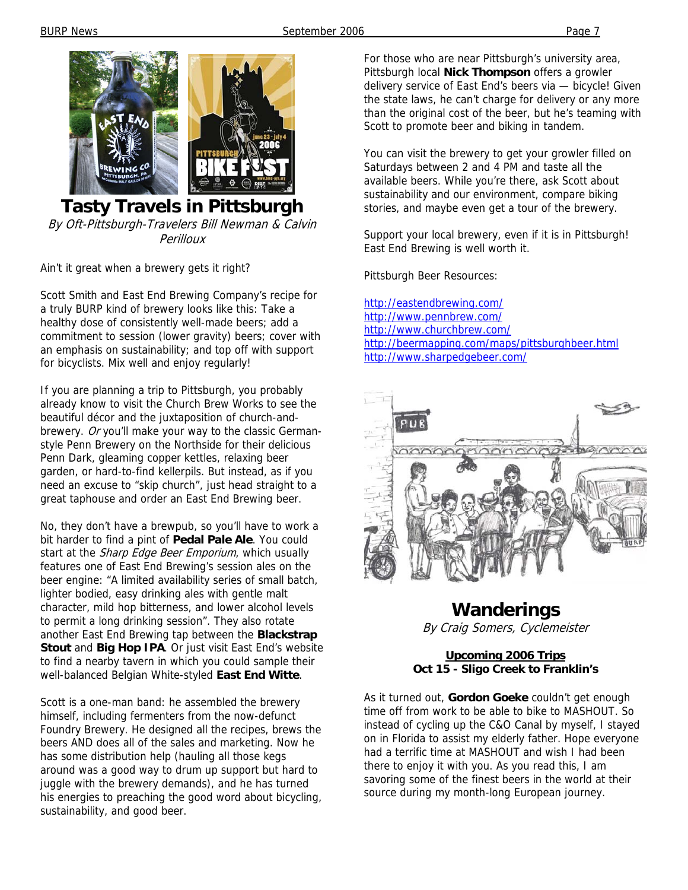# Tasty Travels in Pittsburgh

*By Oft-Pittsburgh-Travelers Bill Newman & Calvin Perilloux*

Ain't it great when a brewery gets it right?

Scott Smith and East End Brewing Company's recipe for a truly BURP kind of brewery looks like this: Take a healthy dose of consistently well-made beers; add a commitment to session (lower gravity) beers; cover with an emphasis on sustainability; and top off with support for bicyclists. Mix well and enjoy regularly!

If you are planning a trip to Pittsburgh, you probably already know to visit the Church Brew Works to see the beautiful décor and the juxtaposition of church-and-brewery. *Or* you'll make your way to the classic German-style Penn Brewery on the Northside for their delicious Penn Dark, gleaming copper kettles, relaxing beer garden, or hard-to-find kellerpils. But instead, as if you need an excuse to "skip church", just head straight to a great taphouse and order an East End Brewing beer.

No, they don't have a brewpub, so you'll have to work a bit harder to find a pint of **Pedal Pale Ale**. You could start at the *Sharp Edge Beer Emporium*, which usually features one of East End Brewing's session ales on the beer engine: "A limited availability series of small batch, lighter bodied, easy drinking ales with gentle malt character, mild hop bitterness, and lower alcohol levels to permit a long drinking session". They also rotate another East End Brewing tap between the **Blackstrap Stout** and **Big Hop IPA**. Or just visit East End's website to find a nearby tavern in which you could sample their well-balanced Belgian White-styled **East End Witte**.

Scott is a one-man band: he assembled the brewery himself, including fermenters from the now-defunct Foundry Brewery. He designed all the recipes, brews the beers AND does all of the sales and marketing. Now he has some distribution help (hauling all those kegs around was a good way to drum up support but hard to juggle with the brewery demands), and he has turned his energies to preaching the good word about bicycling, sustainability, and good beer.

For those who are near Pittsburgh's university area, Pittsburgh local **Nick Thompson** offers a growler delivery service of East End's beers via — bicycle! Given the state laws, he can't charge for delivery or any more than the original cost of the beer, but he's teaming with Scott to promote beer and biking in tandem.

You can visit the brewery to get your growler filled on Saturdays between 2 and 4 PM and taste all the available beers. While you're there, ask Scott about sustainability and our environment, compare biking stories, and maybe even get a tour of the brewery.

Support your local brewery, even if it is in Pittsburgh! East End Brewing is well worth it.

Pittsburgh Beer Resources:

http://eastendbrewing.com/
http://www.pennbrew.com/
http://www.churchbrew.com/
http://beermapping.com/maps/pittsburghbeer.html
http://www.sharpedgebeer.com/

# Wanderings

*By Craig Somers, Cyclemeister*

**Upcoming 2006 Trips**
**Oct 15 - Sligo Creek to Franklin's**

As it turned out, **Gordon Goeke** couldn't get enough time off from work to be able to bike to MASHOUT. So instead of cycling up the C&O Canal by myself, I stayed on in Florida to assist my elderly father. Hope everyone had a terrific time at MASHOUT and wish I had been there to enjoy it with you. As you read this, I am savoring some of the finest beers in the world at their source during my month-long European journey.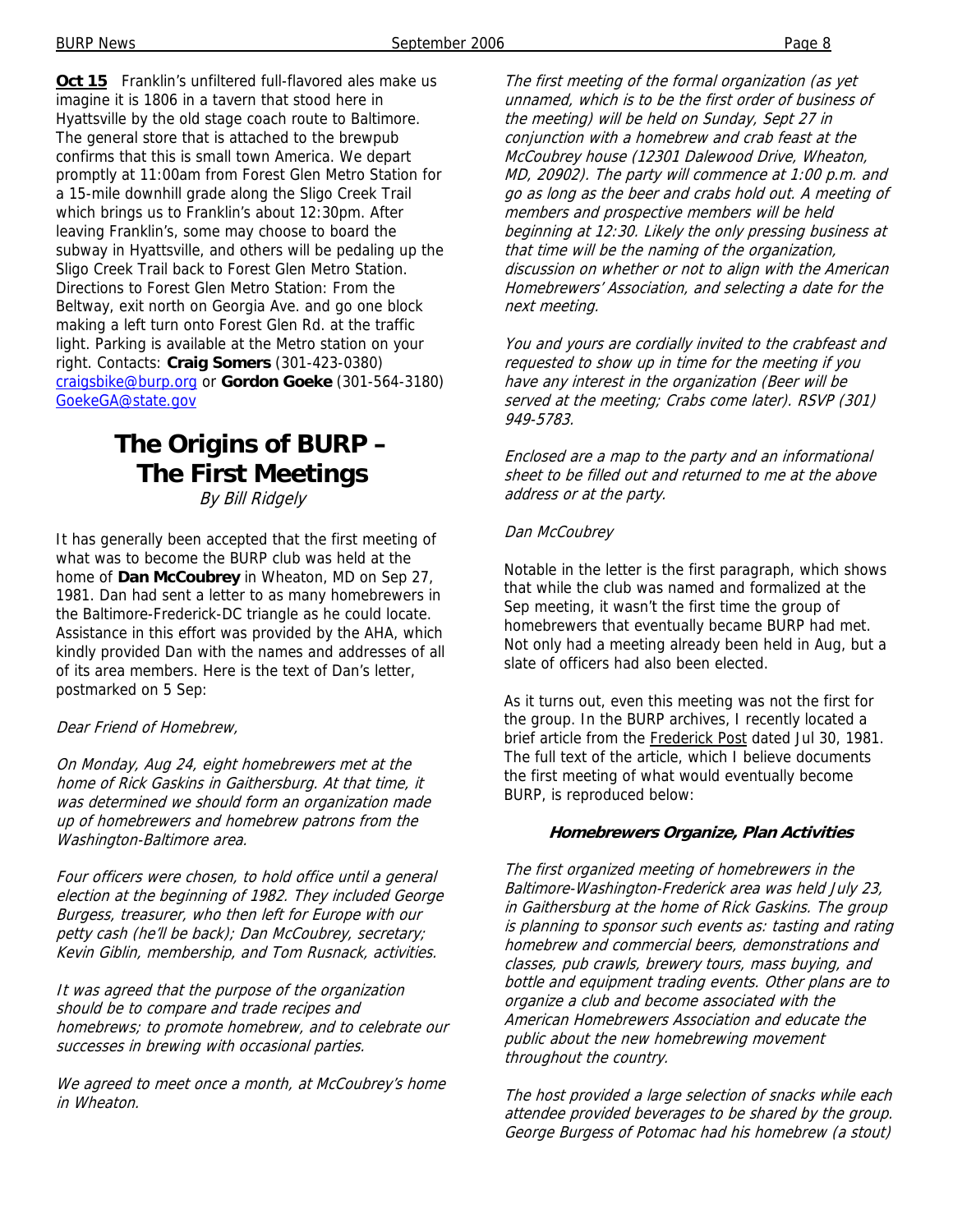**Oct 15** Franklin's unfiltered full-flavored ales make us imagine it is 1806 in a tavern that stood here in Hyattsville by the old stage coach route to Baltimore. The general store that is attached to the brewpub confirms that this is small town America. We depart promptly at 11:00am from Forest Glen Metro Station for a 15-mile downhill grade along the Sligo Creek Trail which brings us to Franklin's about 12:30pm. After leaving Franklin's, some may choose to board the subway in Hyattsville, and others will be pedaling up the Sligo Creek Trail back to Forest Glen Metro Station. Directions to Forest Glen Metro Station: From the Beltway, exit north on Georgia Ave. and go one block making a left turn onto Forest Glen Rd. at the traffic light. Parking is available at the Metro station on your right. Contacts: **Craig Somers** (301-423-0380) craigsbike@burp.org or **Gordon Goeke** (301-564-3180) GoekeGA@state.gov

# The Origins of BURP – The First Meetings

*By Bill Ridgely*

It has generally been accepted that the first meeting of what was to become the BURP club was held at the home of **Dan McCoubrey** in Wheaton, MD on Sep 27, 1981. Dan had sent a letter to as many homebrewers in the Baltimore-Frederick-DC triangle as he could locate. Assistance in this effort was provided by the AHA, which kindly provided Dan with the names and addresses of all of its area members. Here is the text of Dan's letter, postmarked on 5 Sep:

*Dear Friend of Homebrew,*

*On Monday, Aug 24, eight homebrewers met at the home of Rick Gaskins in Gaithersburg. At that time, it was determined we should form an organization made up of homebrewers and homebrew patrons from the Washington-Baltimore area.*

*Four officers were chosen, to hold office until a general election at the beginning of 1982. They included George Burgess, treasurer, who then left for Europe with our petty cash (he'll be back); Dan McCoubrey, secretary; Kevin Giblin, membership, and Tom Rusnack, activities.*

*It was agreed that the purpose of the organization should be to compare and trade recipes and homebrews; to promote homebrew, and to celebrate our successes in brewing with occasional parties.*

*We agreed to meet once a month, at McCoubrey's home in Wheaton.*

*The first meeting of the formal organization (as yet unnamed, which is to be the first order of business of the meeting) will be held on Sunday, Sept 27 in conjunction with a homebrew and crab feast at the McCoubrey house (12301 Dalewood Drive, Wheaton, MD, 20902). The party will commence at 1:00 p.m. and go as long as the beer and crabs hold out. A meeting of members and prospective members will be held beginning at 12:30. Likely the only pressing business at that time will be the naming of the organization, discussion on whether or not to align with the American Homebrewers' Association, and selecting a date for the next meeting.*

*You and yours are cordially invited to the crabfeast and requested to show up in time for the meeting if you have any interest in the organization (Beer will be served at the meeting; Crabs come later). RSVP (301) 949-5783.*

*Enclosed are a map to the party and an informational sheet to be filled out and returned to me at the above address or at the party.*

*Dan McCoubrey*

Notable in the letter is the first paragraph, which shows that while the club was named and formalized at the Sep meeting, it wasn't the first time the group of homebrewers that eventually became BURP had met. Not only had a meeting already been held in Aug, but a slate of officers had also been elected.

As it turns out, even this meeting was not the first for the group. In the BURP archives, I recently located a brief article from the Frederick Post dated Jul 30, 1981. The full text of the article, which I believe documents the first meeting of what would eventually become BURP, is reproduced below:

**Homebrewers Organize, Plan Activities**

*The first organized meeting of homebrewers in the Baltimore-Washington-Frederick area was held July 23, in Gaithersburg at the home of Rick Gaskins. The group is planning to sponsor such events as: tasting and rating homebrew and commercial beers, demonstrations and classes, pub crawls, brewery tours, mass buying, and bottle and equipment trading events. Other plans are to organize a club and become associated with the American Homebrewers Association and educate the public about the new homebrewing movement throughout the country.*

*The host provided a large selection of snacks while each attendee provided beverages to be shared by the group. George Burgess of Potomac had his homebrew (a stout)*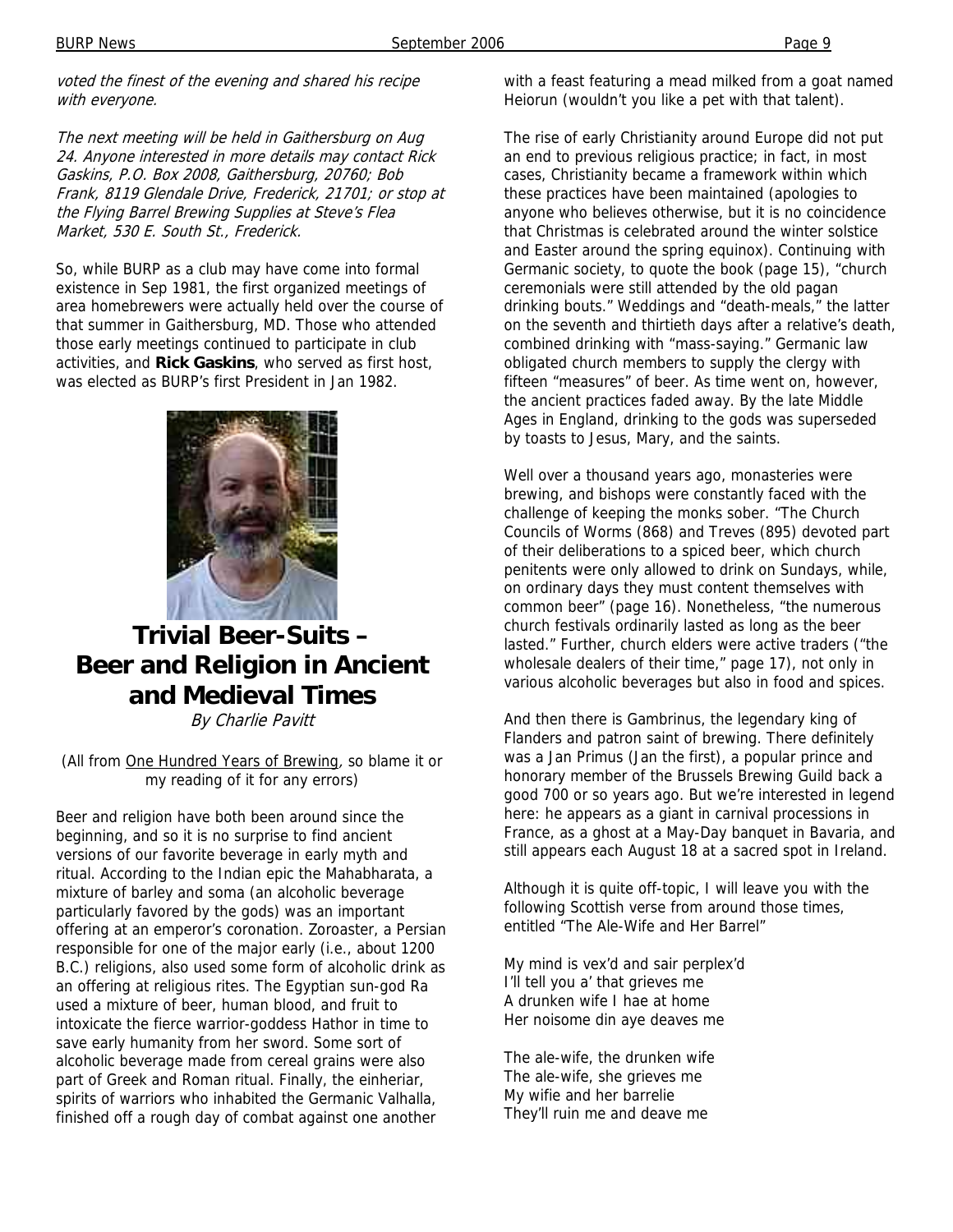*voted the finest of the evening and shared his recipe with everyone.*

*The next meeting will be held in Gaithersburg on Aug 24. Anyone interested in more details may contact Rick Gaskins, P.O. Box 2008, Gaithersburg, 20760; Bob Frank, 8119 Glendale Drive, Frederick, 21701; or stop at the Flying Barrel Brewing Supplies at Steve's Flea Market, 530 E. South St., Frederick.*

So, while BURP as a club may have come into formal existence in Sep 1981, the first organized meetings of area homebrewers were actually held over the course of that summer in Gaithersburg, MD. Those who attended those early meetings continued to participate in club activities, and **Rick Gaskins**, who served as first host, was elected as BURP's first President in Jan 1982.

# Trivial Beer-Suits – Beer and Religion in Ancient and Medieval Times

*By Charlie Pavitt*

(All from One Hundred Years of Brewing, so blame it or my reading of it for any errors)

Beer and religion have both been around since the beginning, and so it is no surprise to find ancient versions of our favorite beverage in early myth and ritual. According to the Indian epic the Mahabharata, a mixture of barley and soma (an alcoholic beverage particularly favored by the gods) was an important offering at an emperor's coronation. Zoroaster, a Persian responsible for one of the major early (i.e., about 1200 B.C.) religions, also used some form of alcoholic drink as an offering at religious rites. The Egyptian sun-god Ra used a mixture of beer, human blood, and fruit to intoxicate the fierce warrior-goddess Hathor in time to save early humanity from her sword. Some sort of alcoholic beverage made from cereal grains were also part of Greek and Roman ritual. Finally, the einheriar, spirits of warriors who inhabited the Germanic Valhalla, finished off a rough day of combat against one another with a feast featuring a mead milked from a goat named Heiorun (wouldn't you like a pet with that talent).

The rise of early Christianity around Europe did not put an end to previous religious practice; in fact, in most cases, Christianity became a framework within which these practices have been maintained (apologies to anyone who believes otherwise, but it is no coincidence that Christmas is celebrated around the winter solstice and Easter around the spring equinox). Continuing with Germanic society, to quote the book (page 15), "church ceremonials were still attended by the old pagan drinking bouts." Weddings and "death-meals," the latter on the seventh and thirtieth days after a relative's death, combined drinking with "mass-saying." Germanic law obligated church members to supply the clergy with fifteen "measures" of beer. As time went on, however, the ancient practices faded away. By the late Middle Ages in England, drinking to the gods was superseded by toasts to Jesus, Mary, and the saints.

Well over a thousand years ago, monasteries were brewing, and bishops were constantly faced with the challenge of keeping the monks sober. "The Church Councils of Worms (868) and Treves (895) devoted part of their deliberations to a spiced beer, which church penitents were only allowed to drink on Sundays, while, on ordinary days they must content themselves with common beer" (page 16). Nonetheless, "the numerous church festivals ordinarily lasted as long as the beer lasted." Further, church elders were active traders ("the wholesale dealers of their time," page 17), not only in various alcoholic beverages but also in food and spices.

And then there is Gambrinus, the legendary king of Flanders and patron saint of brewing. There definitely was a Jan Primus (Jan the first), a popular prince and honorary member of the Brussels Brewing Guild back a good 700 or so years ago. But we're interested in legend here: he appears as a giant in carnival processions in France, as a ghost at a May-Day banquet in Bavaria, and still appears each August 18 at a sacred spot in Ireland.

Although it is quite off-topic, I will leave you with the following Scottish verse from around those times, entitled "The Ale-Wife and Her Barrel"

My mind is vex'd and sair perplex'd
I'll tell you a' that grieves me
A drunken wife I hae at home
Her noisome din aye deaves me

The ale-wife, the drunken wife
The ale-wife, she grieves me
My wifie and her barrelie
They'll ruin me and deave me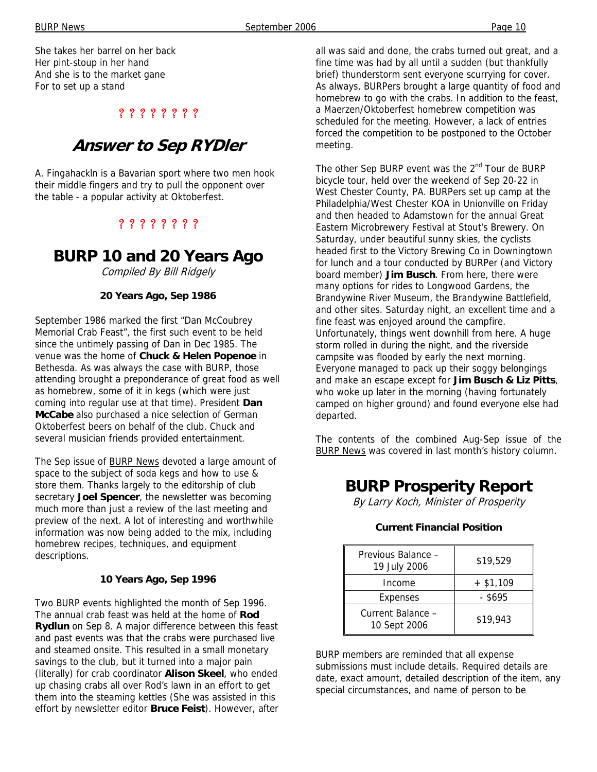She takes her barrel on her back
Her pint-stoup in her hand
And she is to the market gane
For to set up a stand

? ? ? ? ? ? ? ?

## *Answer to Sep RYDler*

A. Fingahackln is a Bavarian sport where two men hook their middle fingers and try to pull the opponent over the table - a popular activity at Oktoberfest.

? ? ? ? ? ? ? ?

## BURP 10 and 20 Years Ago

*Compiled By Bill Ridgely*

### 20 Years Ago, Sep 1986

September 1986 marked the first "Dan McCoubrey Memorial Crab Feast", the first such event to be held since the untimely passing of Dan in Dec 1985. The venue was the home of **Chuck & Helen Popenoe** in Bethesda. As was always the case with BURP, those attending brought a preponderance of great food as well as homebrew, some of it in kegs (which were just coming into regular use at that time). President **Dan McCabe** also purchased a nice selection of German Oktoberfest beers on behalf of the club. Chuck and several musician friends provided entertainment.

The Sep issue of BURP News devoted a large amount of space to the subject of soda kegs and how to use & store them. Thanks largely to the editorship of club secretary **Joel Spencer**, the newsletter was becoming much more than just a review of the last meeting and preview of the next. A lot of interesting and worthwhile information was now being added to the mix, including homebrew recipes, techniques, and equipment descriptions.

### 10 Years Ago, Sep 1996

Two BURP events highlighted the month of Sep 1996. The annual crab feast was held at the home of **Rod Rydlun** on Sep 8. A major difference between this feast and past events was that the crabs were purchased live and steamed onsite. This resulted in a small monetary savings to the club, but it turned into a major pain (literally) for crab coordinator **Alison Skeel**, who ended up chasing crabs all over Rod's lawn in an effort to get them into the steaming kettles (She was assisted in this effort by newsletter editor **Bruce Feist**). However, after all was said and done, the crabs turned out great, and a fine time was had by all until a sudden (but thankfully brief) thunderstorm sent everyone scurrying for cover. As always, BURPers brought a large quantity of food and homebrew to go with the crabs. In addition to the feast, a Maerzen/Oktoberfest homebrew competition was scheduled for the meeting. However, a lack of entries forced the competition to be postponed to the October meeting.

The other Sep BURP event was the 2nd Tour de BURP bicycle tour, held over the weekend of Sep 20-22 in West Chester County, PA. BURPers set up camp at the Philadelphia/West Chester KOA in Unionville on Friday and then headed to Adamstown for the annual Great Eastern Microbrewery Festival at Stout's Brewery. On Saturday, under beautiful sunny skies, the cyclists headed first to the Victory Brewing Co in Downingtown for lunch and a tour conducted by BURPer (and Victory board member) **Jim Busch**. From here, there were many options for rides to Longwood Gardens, the Brandywine River Museum, the Brandywine Battlefield, and other sites. Saturday night, an excellent time and a fine feast was enjoyed around the campfire. Unfortunately, things went downhill from here. A huge storm rolled in during the night, and the riverside campsite was flooded by early the next morning. Everyone managed to pack up their soggy belongings and make an escape except for **Jim Busch & Liz Pitts**, who woke up later in the morning (having fortunately camped on higher ground) and found everyone else had departed.

The contents of the combined Aug-Sep issue of the BURP News was covered in last month's history column.

## BURP Prosperity Report

*By Larry Koch, Minister of Prosperity*

### Current Financial Position

| | |
|---|---|
| Previous Balance – 19 July 2006 | $19,529 |
| Income | + $1,109 |
| Expenses | - $695 |
| Current Balance – 10 Sept 2006 | $19,943 |

BURP members are reminded that all expense submissions must include details. Required details are date, exact amount, detailed description of the item, any special circumstances, and name of person to be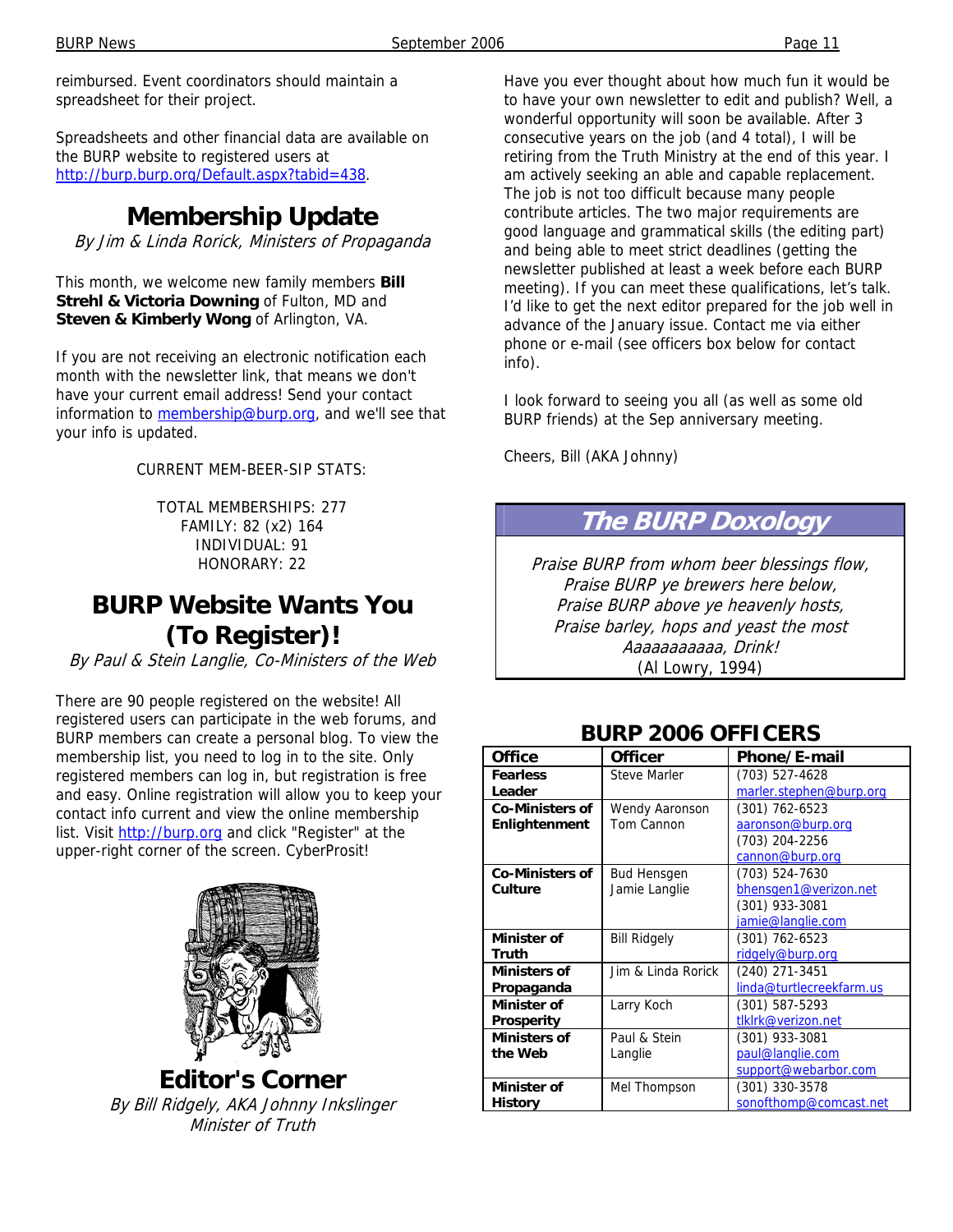reimbursed. Event coordinators should maintain a spreadsheet for their project.

Spreadsheets and other financial data are available on the BURP website to registered users at http://burp.burp.org/Default.aspx?tabid=438.

# Membership Update

*By Jim & Linda Rorick, Ministers of Propaganda*

This month, we welcome new family members **Bill Strehl & Victoria Downing** of Fulton, MD and **Steven & Kimberly Wong** of Arlington, VA.

If you are not receiving an electronic notification each month with the newsletter link, that means we don't have your current email address! Send your contact information to membership@burp.org, and we'll see that your info is updated.

CURRENT MEM-BEER-SIP STATS:

TOTAL MEMBERSHIPS: 277
FAMILY: 82 (x2) 164
INDIVIDUAL: 91
HONORARY: 22

# BURP Website Wants You (To Register)!

*By Paul & Stein Langlie, Co-Ministers of the Web*

There are 90 people registered on the website! All registered users can participate in the web forums, and BURP members can create a personal blog. To view the membership list, you need to log in to the site. Only registered members can log in, but registration is free and easy. Online registration will allow you to keep your contact info current and view the online membership list. Visit http://burp.org and click "Register" at the upper-right corner of the screen. CyberProsit!

# Editor's Corner

*By Bill Ridgely, AKA Johnny Inkslinger*
*Minister of Truth*

Have you ever thought about how much fun it would be to have your own newsletter to edit and publish? Well, a wonderful opportunity will soon be available. After 3 consecutive years on the job (and 4 total), I will be retiring from the Truth Ministry at the end of this year. I am actively seeking an able and capable replacement. The job is not too difficult because many people contribute articles. The two major requirements are good language and grammatical skills (the editing part) and being able to meet strict deadlines (getting the newsletter published at least a week before each BURP meeting). If you can meet these qualifications, let's talk. I'd like to get the next editor prepared for the job well in advance of the January issue. Contact me via either phone or e-mail (see officers box below for contact info).

I look forward to seeing you all (as well as some old BURP friends) at the Sep anniversary meeting.

Cheers, Bill (AKA Johnny)

## The BURP Doxology

*Praise BURP from whom beer blessings flow,*
*Praise BURP ye brewers here below,*
*Praise BURP above ye heavenly hosts,*
*Praise barley, hops and yeast the most*
*Aaaaaaaaaaa, Drink!*
(Al Lowry, 1994)

## BURP 2006 OFFICERS

| Office | Officer | Phone/E-mail |
|---|---|---|
| **Fearless Leader** | Steve Marler | (703) 527-4628<br>marler.stephen@burp.org |
| **Co-Ministers of Enlightenment** | Wendy Aaronson<br>Tom Cannon | (301) 762-6523<br>aaronson@burp.org<br>(703) 204-2256<br>cannon@burp.org |
| **Co-Ministers of Culture** | Bud Hensgen<br>Jamie Langlie | (703) 524-7630<br>bhensgen1@verizon.net<br>(301) 933-3081<br>jamie@langlie.com |
| **Minister of Truth** | Bill Ridgely | (301) 762-6523<br>ridgely@burp.org |
| **Ministers of Propaganda** | Jim & Linda Rorick | (240) 271-3451<br>linda@turtlecreekfarm.us |
| **Minister of Prosperity** | Larry Koch | (301) 587-5293<br>tlklrk@verizon.net |
| **Ministers of the Web** | Paul & Stein Langlie | (301) 933-3081<br>paul@langlie.com<br>support@webarbor.com |
| **Minister of History** | Mel Thompson | (301) 330-3578<br>sonofthomp@comcast.net |